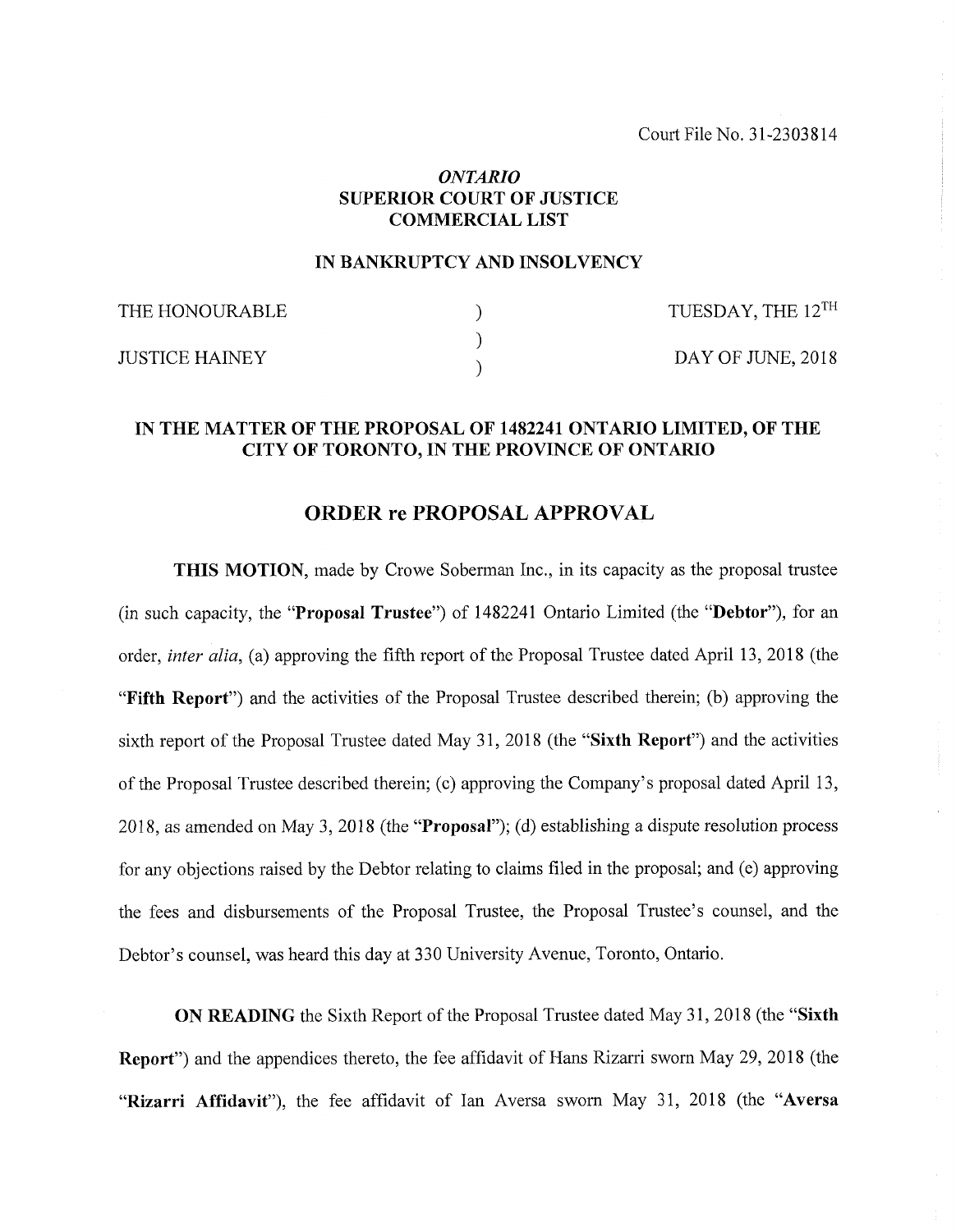Court File No. 31-2303814

## *ONTARIO*
## SUPERIOR COURT OF JUSTICE
## COMMERCIAL LIST

### IN BANKRUPTCY AND INSOLVENCY

| | | |
|---|---|---|
| THE HONOURABLE | ) | TUESDAY, THE 12TH |
| | ) | |
| JUSTICE HAINEY | ) | DAY OF JUNE, 2018 |

### IN THE MATTER OF THE PROPOSAL OF 1482241 ONTARIO LIMITED, OF THE CITY OF TORONTO, IN THE PROVINCE OF ONTARIO

## ORDER re PROPOSAL APPROVAL

**THIS MOTION**, made by Crowe Soberman Inc., in its capacity as the proposal trustee (in such capacity, the "**Proposal Trustee**") of 1482241 Ontario Limited (the "**Debtor**"), for an order, *inter alia*, (a) approving the fifth report of the Proposal Trustee dated April 13, 2018 (the "**Fifth Report**") and the activities of the Proposal Trustee described therein; (b) approving the sixth report of the Proposal Trustee dated May 31, 2018 (the "**Sixth Report**") and the activities of the Proposal Trustee described therein; (c) approving the Company's proposal dated April 13, 2018, as amended on May 3, 2018 (the "**Proposal**"); (d) establishing a dispute resolution process for any objections raised by the Debtor relating to claims filed in the proposal; and (e) approving the fees and disbursements of the Proposal Trustee, the Proposal Trustee's counsel, and the Debtor's counsel, was heard this day at 330 University Avenue, Toronto, Ontario.

**ON READING** the Sixth Report of the Proposal Trustee dated May 31, 2018 (the "**Sixth Report**") and the appendices thereto, the fee affidavit of Hans Rizarri sworn May 29, 2018 (the "**Rizarri Affidavit**"), the fee affidavit of Ian Aversa sworn May 31, 2018 (the "**Aversa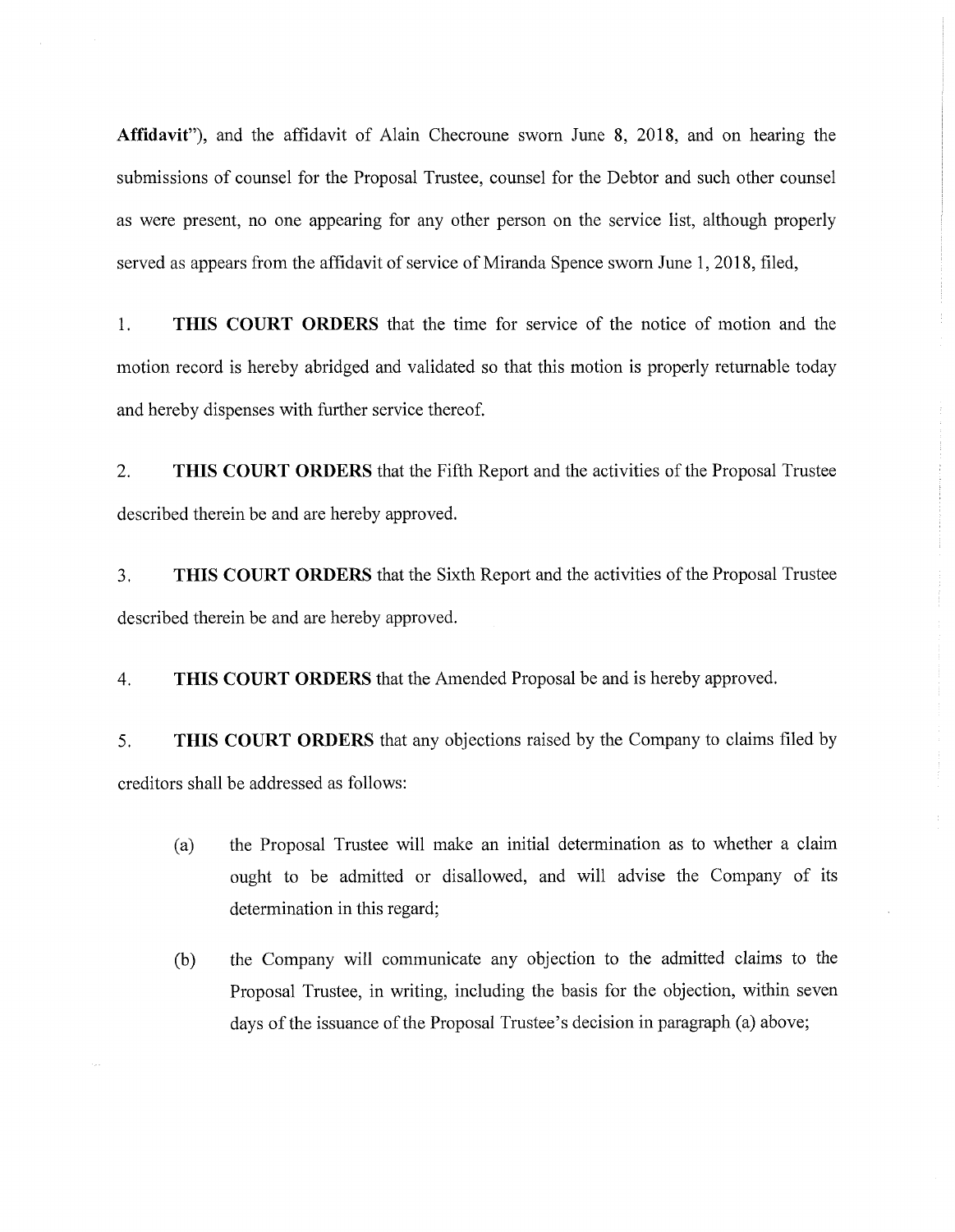**Affidavit**"), and the affidavit of Alain Checroune sworn June 8, 2018, and on hearing the submissions of counsel for the Proposal Trustee, counsel for the Debtor and such other counsel as were present, no one appearing for any other person on the service list, although properly served as appears from the affidavit of service of Miranda Spence sworn June 1, 2018, filed,

1. **THIS COURT ORDERS** that the time for service of the notice of motion and the motion record is hereby abridged and validated so that this motion is properly returnable today and hereby dispenses with further service thereof.

2. **THIS COURT ORDERS** that the Fifth Report and the activities of the Proposal Trustee described therein be and are hereby approved.

3. **THIS COURT ORDERS** that the Sixth Report and the activities of the Proposal Trustee described therein be and are hereby approved.

4. **THIS COURT ORDERS** that the Amended Proposal be and is hereby approved.

5. **THIS COURT ORDERS** that any objections raised by the Company to claims filed by creditors shall be addressed as follows:

   (a) the Proposal Trustee will make an initial determination as to whether a claim ought to be admitted or disallowed, and will advise the Company of its determination in this regard;

   (b) the Company will communicate any objection to the admitted claims to the Proposal Trustee, in writing, including the basis for the objection, within seven days of the issuance of the Proposal Trustee's decision in paragraph (a) above;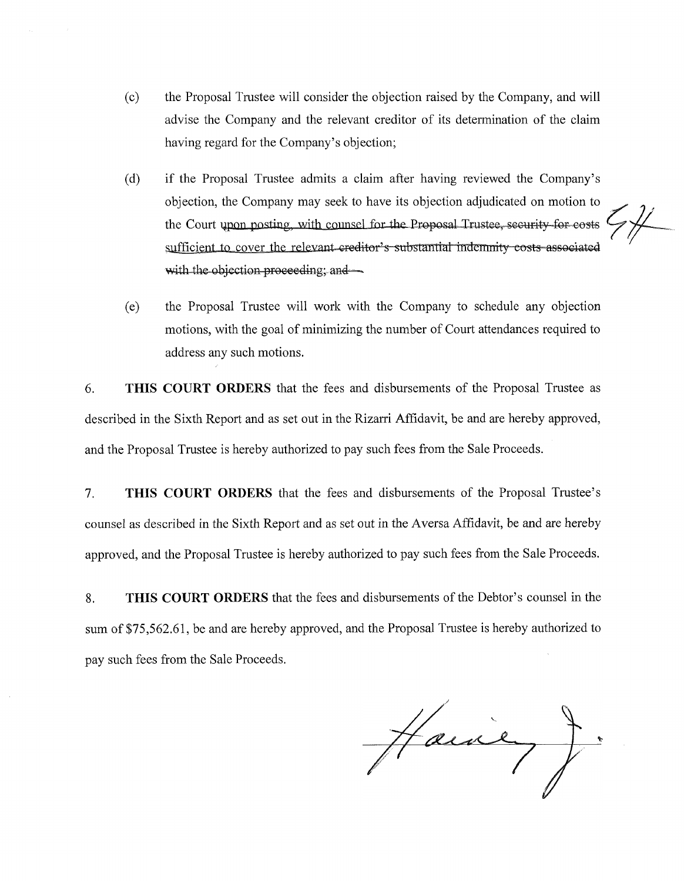(c) the Proposal Trustee will consider the objection raised by the Company, and will advise the Company and the relevant creditor of its determination of the claim having regard for the Company's objection;

(d) if the Proposal Trustee admits a claim after having reviewed the Company's objection, the Company may seek to have its objection adjudicated on motion to the Court ~~upon posting, with counsel for the Proposal Trustee, security for costs sufficient to cover the relevant creditor's substantial indemnity costs associated with the objection proceeding; and~~

(e) the Proposal Trustee will work with the Company to schedule any objection motions, with the goal of minimizing the number of Court attendances required to address any such motions.

6. **THIS COURT ORDERS** that the fees and disbursements of the Proposal Trustee as described in the Sixth Report and as set out in the Rizarri Affidavit, be and are hereby approved, and the Proposal Trustee is hereby authorized to pay such fees from the Sale Proceeds.

7. **THIS COURT ORDERS** that the fees and disbursements of the Proposal Trustee's counsel as described in the Sixth Report and as set out in the Aversa Affidavit, be and are hereby approved, and the Proposal Trustee is hereby authorized to pay such fees from the Sale Proceeds.

8. **THIS COURT ORDERS** that the fees and disbursements of the Debtor's counsel in the sum of $75,562.61, be and are hereby approved, and the Proposal Trustee is hereby authorized to pay such fees from the Sale Proceeds.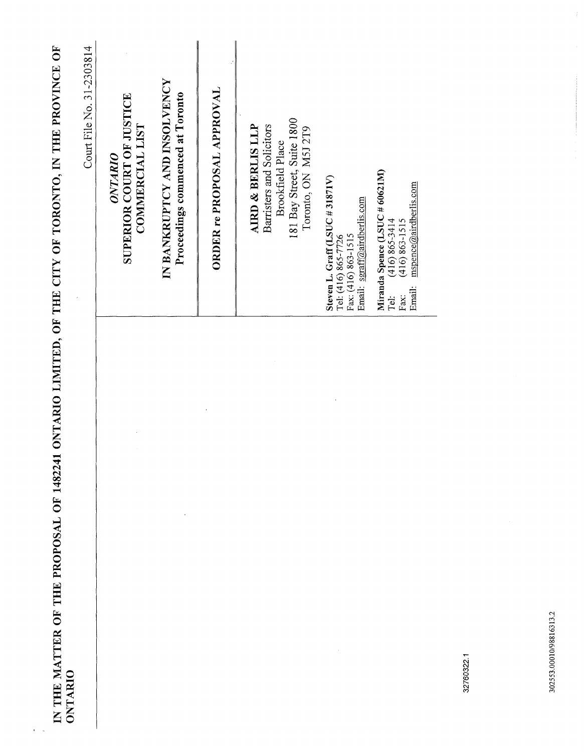**IN THE MATTER OF THE PROPOSAL OF 1482241 ONTARIO LIMITED, OF THE CITY OF TORONTO, IN THE PROVINCE OF ONTARIO**

Court File No. 31-2303814

***ONTARIO***
**SUPERIOR COURT OF JUSTICE**
**COMMERCIAL LIST**

**IN BANKRUPTCY AND INSOLVENCY**
**Proceedings commenced at Toronto**

**ORDER re PROPOSAL APPROVAL**

**AIRD & BERLIS LLP**
Barristers and Solicitors
Brookfield Place
181 Bay Street, Suite 1800
Toronto, ON M5J 2T9

**Steven L. Graff (LSUC # 31871V)**
Tel: (416) 865-7726
Fax: (416) 863-1515
Email: sgraff@airdberlis.com

**Miranda Spence (LSUC # 60621M)**
Tel: (416) 865-3414
Fax: (416) 863-1515
Email: mspence@airdberlis.com

32760322.1

302553.00010/98816313.2